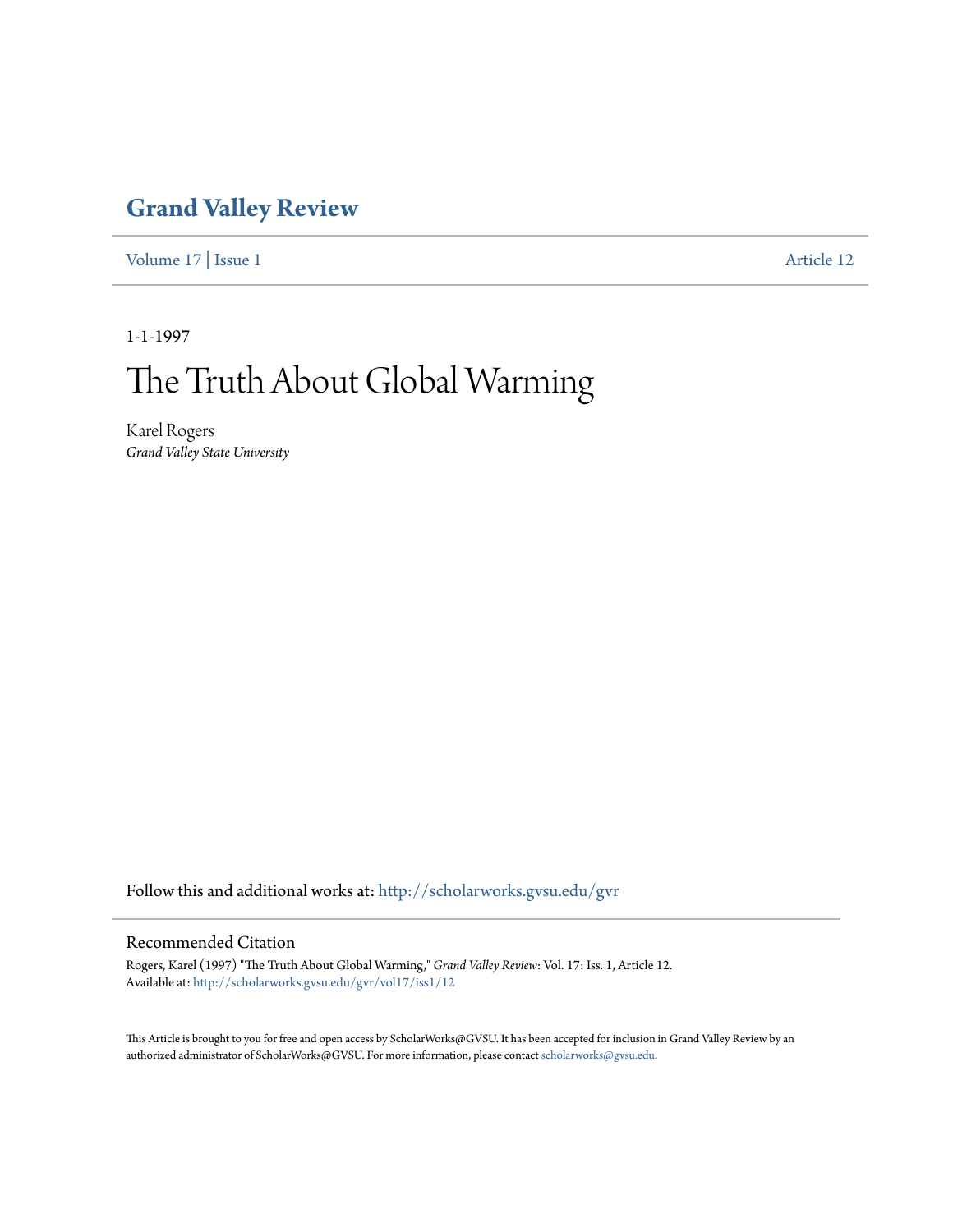# Grand Valley Review

Volume 17 | Issue 1 Article 12

1-1-1997

# The Truth About Global Warming

Karel Rogers
*Grand Valley State University*

Follow this and additional works at: http://scholarworks.gvsu.edu/gvr

## Recommended Citation

Rogers, Karel (1997) "The Truth About Global Warming," *Grand Valley Review*: Vol. 17: Iss. 1, Article 12.
Available at: http://scholarworks.gvsu.edu/gvr/vol17/iss1/12

This Article is brought to you for free and open access by ScholarWorks@GVSU. It has been accepted for inclusion in Grand Valley Review by an authorized administrator of ScholarWorks@GVSU. For more information, please contact scholarworks@gvsu.edu.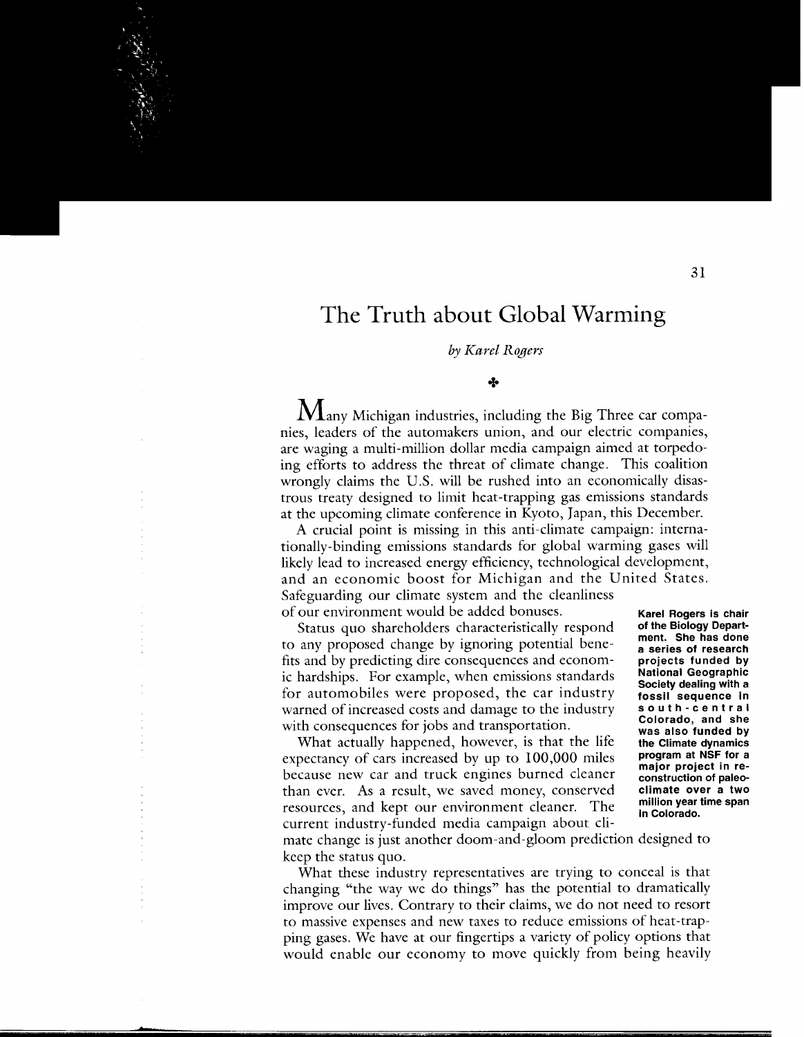# The Truth about Global Warming

*by Karel Rogers*

✤

Many Michigan industries, including the Big Three car companies, leaders of the automakers union, and our electric companies, are waging a multi-million dollar media campaign aimed at torpedoing efforts to address the threat of climate change. This coalition wrongly claims the U.S. will be rushed into an economically disastrous treaty designed to limit heat-trapping gas emissions standards at the upcoming climate conference in Kyoto, Japan, this December.

A crucial point is missing in this anti-climate campaign: internationally-binding emissions standards for global warming gases will likely lead to increased energy efficiency, technological development, and an economic boost for Michigan and the United States. Safeguarding our climate system and the cleanliness of our environment would be added bonuses.

**Karel Rogers is chair of the Biology Department. She has done a series of research projects funded by National Geographic Society dealing with a fossil sequence in south-central Colorado, and she was also funded by the Climate dynamics program at NSF for a major project in reconstruction of paleoclimate over a two million year time span in Colorado.**

Status quo shareholders characteristically respond to any proposed change by ignoring potential benefits and by predicting dire consequences and economic hardships. For example, when emissions standards for automobiles were proposed, the car industry warned of increased costs and damage to the industry with consequences for jobs and transportation.

What actually happened, however, is that the life expectancy of cars increased by up to 100,000 miles because new car and truck engines burned cleaner than ever. As a result, we saved money, conserved resources, and kept our environment cleaner. The current industry-funded media campaign about climate change is just another doom-and-gloom prediction designed to keep the status quo.

What these industry representatives are trying to conceal is that changing "the way we do things" has the potential to dramatically improve our lives. Contrary to their claims, we do not need to resort to massive expenses and new taxes to reduce emissions of heat-trapping gases. We have at our fingertips a variety of policy options that would enable our economy to move quickly from being heavily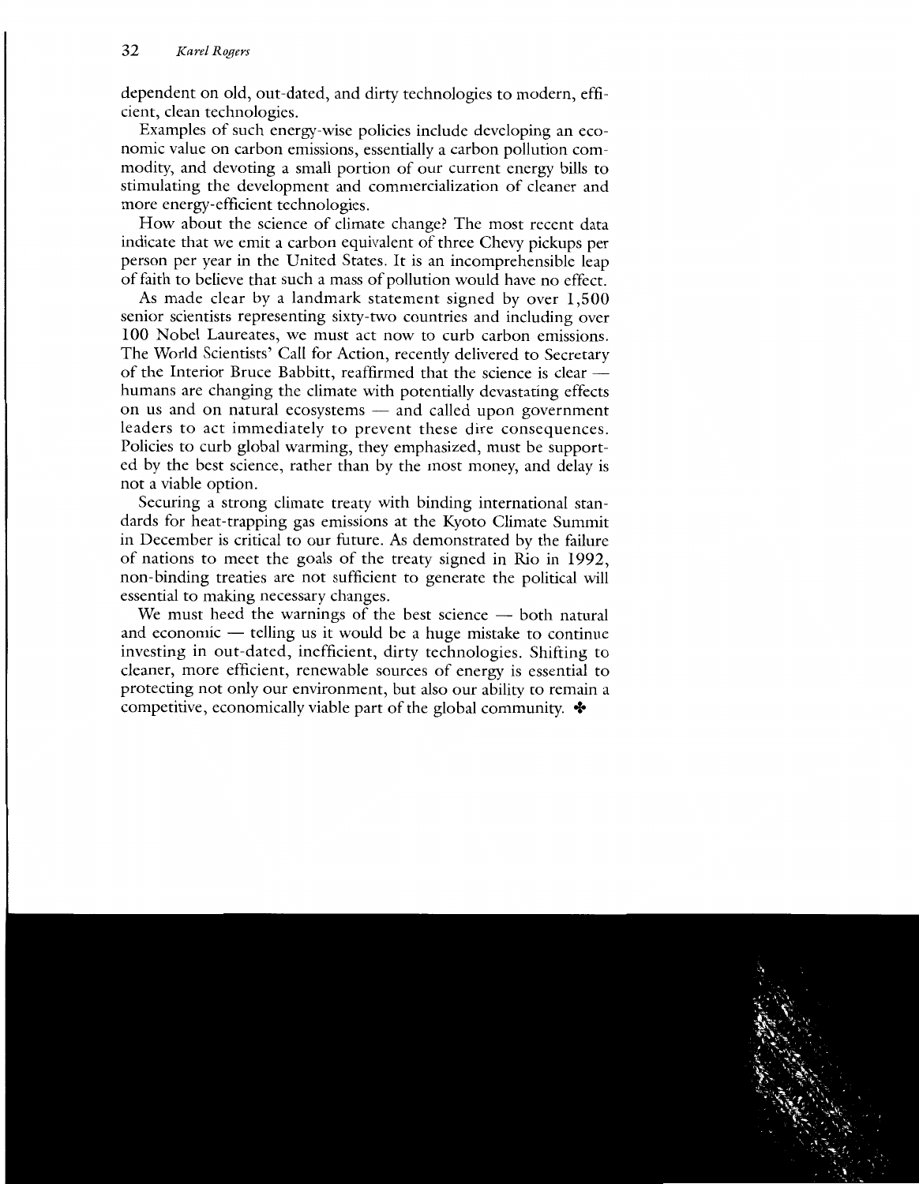dependent on old, out-dated, and dirty technologies to modern, efficient, clean technologies.

Examples of such energy-wise policies include developing an economic value on carbon emissions, essentially a carbon pollution commodity, and devoting a small portion of our current energy bills to stimulating the development and commercialization of cleaner and more energy-efficient technologies.

How about the science of climate change? The most recent data indicate that we emit a carbon equivalent of three Chevy pickups per person per year in the United States. It is an incomprehensible leap of faith to believe that such a mass of pollution would have no effect.

As made clear by a landmark statement signed by over 1,500 senior scientists representing sixty-two countries and including over 100 Nobel Laureates, we must act now to curb carbon emissions. The World Scientists' Call for Action, recently delivered to Secretary of the Interior Bruce Babbitt, reaffirmed that the science is clear — humans are changing the climate with potentially devastating effects on us and on natural ecosystems — and called upon government leaders to act immediately to prevent these dire consequences. Policies to curb global warming, they emphasized, must be supported by the best science, rather than by the most money, and delay is not a viable option.

Securing a strong climate treaty with binding international standards for heat-trapping gas emissions at the Kyoto Climate Summit in December is critical to our future. As demonstrated by the failure of nations to meet the goals of the treaty signed in Rio in 1992, non-binding treaties are not sufficient to generate the political will essential to making necessary changes.

We must heed the warnings of the best science — both natural and economic — telling us it would be a huge mistake to continue investing in out-dated, inefficient, dirty technologies. Shifting to cleaner, more efficient, renewable sources of energy is essential to protecting not only our environment, but also our ability to remain a competitive, economically viable part of the global community. ❖